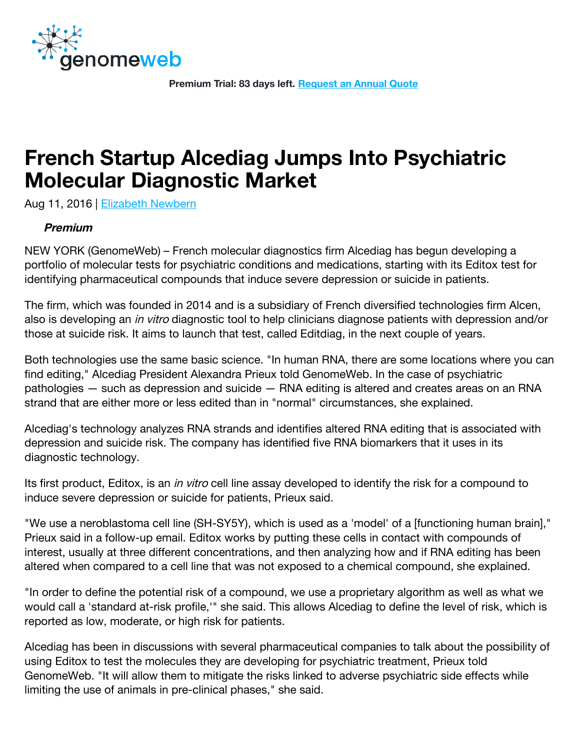Premium Trial: 83 days left. [Request an Annual Quote]

# French Startup Alcediag Jumps Into Psychiatric Molecular Diagnostic Market

Aug 11, 2016 | Elizabeth Newbern

***Premium***

NEW YORK (GenomeWeb) – French molecular diagnostics firm Alcediag has begun developing a portfolio of molecular tests for psychiatric conditions and medications, starting with its Editox test for identifying pharmaceutical compounds that induce severe depression or suicide in patients.

The firm, which was founded in 2014 and is a subsidiary of French diversified technologies firm Alcen, also is developing an *in vitro* diagnostic tool to help clinicians diagnose patients with depression and/or those at suicide risk. It aims to launch that test, called Editdiag, in the next couple of years.

Both technologies use the same basic science. "In human RNA, there are some locations where you can find editing," Alcediag President Alexandra Prieux told GenomeWeb. In the case of psychiatric pathologies — such as depression and suicide — RNA editing is altered and creates areas on an RNA strand that are either more or less edited than in "normal" circumstances, she explained.

Alcediag's technology analyzes RNA strands and identifies altered RNA editing that is associated with depression and suicide risk. The company has identified five RNA biomarkers that it uses in its diagnostic technology.

Its first product, Editox, is an *in vitro* cell line assay developed to identify the risk for a compound to induce severe depression or suicide for patients, Prieux said.

"We use a neroblastoma cell line (SH-SY5Y), which is used as a 'model' of a [functioning human brain]," Prieux said in a follow-up email. Editox works by putting these cells in contact with compounds of interest, usually at three different concentrations, and then analyzing how and if RNA editing has been altered when compared to a cell line that was not exposed to a chemical compound, she explained.

"In order to define the potential risk of a compound, we use a proprietary algorithm as well as what we would call a 'standard at-risk profile,'" she said. This allows Alcediag to define the level of risk, which is reported as low, moderate, or high risk for patients.

Alcediag has been in discussions with several pharmaceutical companies to talk about the possibility of using Editox to test the molecules they are developing for psychiatric treatment, Prieux told GenomeWeb. "It will allow them to mitigate the risks linked to adverse psychiatric side effects while limiting the use of animals in pre-clinical phases," she said.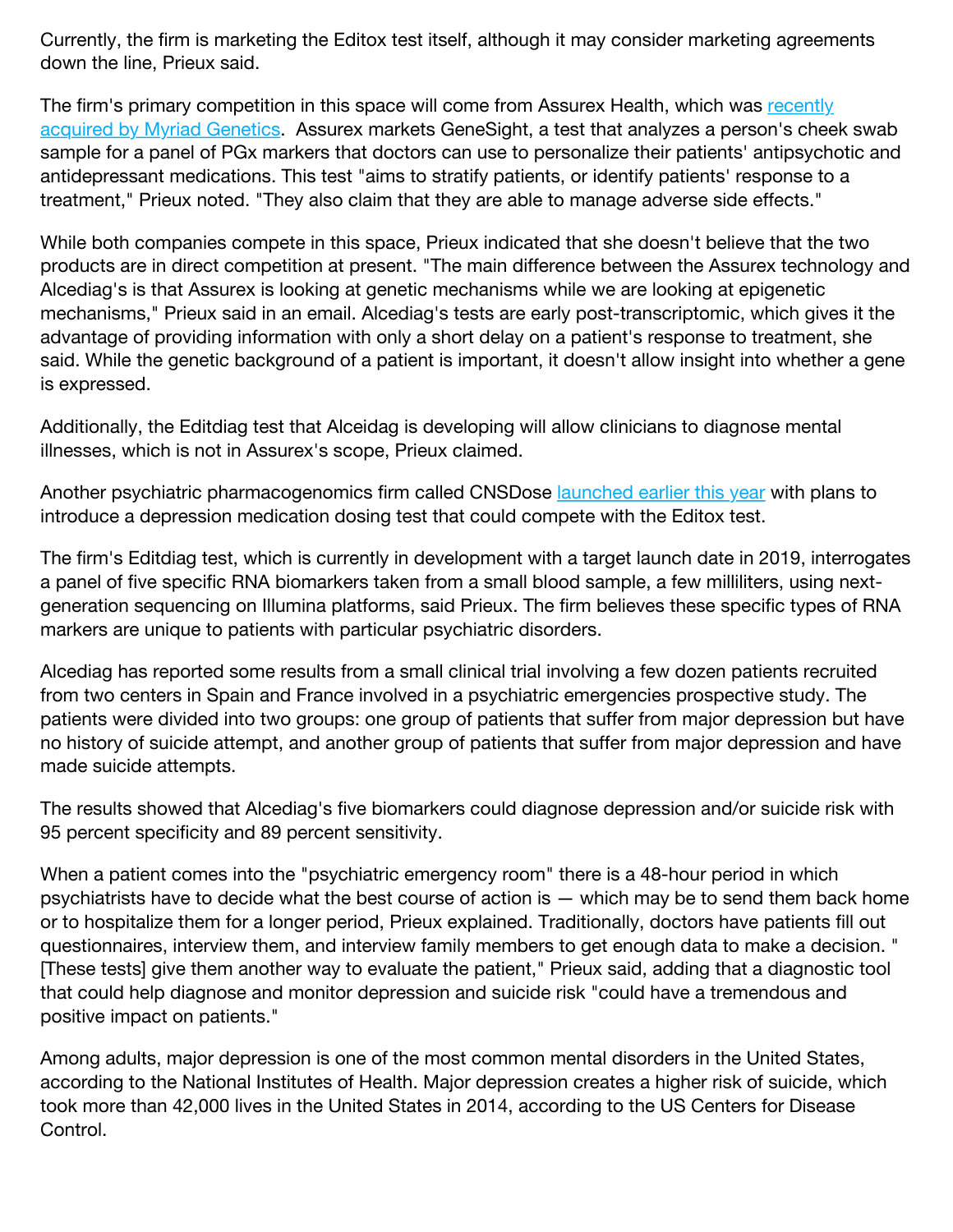Currently, the firm is marketing the Editox test itself, although it may consider marketing agreements down the line, Prieux said.

The firm's primary competition in this space will come from Assurex Health, which was [recently acquired by Myriad Genetics](). Assurex markets GeneSight, a test that analyzes a person's cheek swab sample for a panel of PGx markers that doctors can use to personalize their patients' antipsychotic and antidepressant medications. This test "aims to stratify patients, or identify patients' response to a treatment," Prieux noted. "They also claim that they are able to manage adverse side effects."

While both companies compete in this space, Prieux indicated that she doesn't believe that the two products are in direct competition at present. "The main difference between the Assurex technology and Alcediag's is that Assurex is looking at genetic mechanisms while we are looking at epigenetic mechanisms," Prieux said in an email. Alcediag's tests are early post-transcriptomic, which gives it the advantage of providing information with only a short delay on a patient's response to treatment, she said. While the genetic background of a patient is important, it doesn't allow insight into whether a gene is expressed.

Additionally, the Editdiag test that Alceidag is developing will allow clinicians to diagnose mental illnesses, which is not in Assurex's scope, Prieux claimed.

Another psychiatric pharmacogenomics firm called CNSDose [launched earlier this year]() with plans to introduce a depression medication dosing test that could compete with the Editox test.

The firm's Editdiag test, which is currently in development with a target launch date in 2019, interrogates a panel of five specific RNA biomarkers taken from a small blood sample, a few milliliters, using next-generation sequencing on Illumina platforms, said Prieux. The firm believes these specific types of RNA markers are unique to patients with particular psychiatric disorders.

Alcediag has reported some results from a small clinical trial involving a few dozen patients recruited from two centers in Spain and France involved in a psychiatric emergencies prospective study. The patients were divided into two groups: one group of patients that suffer from major depression but have no history of suicide attempt, and another group of patients that suffer from major depression and have made suicide attempts.

The results showed that Alcediag's five biomarkers could diagnose depression and/or suicide risk with 95 percent specificity and 89 percent sensitivity.

When a patient comes into the "psychiatric emergency room" there is a 48-hour period in which psychiatrists have to decide what the best course of action is — which may be to send them back home or to hospitalize them for a longer period, Prieux explained. Traditionally, doctors have patients fill out questionnaires, interview them, and interview family members to get enough data to make a decision. "[These tests] give them another way to evaluate the patient," Prieux said, adding that a diagnostic tool that could help diagnose and monitor depression and suicide risk "could have a tremendous and positive impact on patients."

Among adults, major depression is one of the most common mental disorders in the United States, according to the National Institutes of Health. Major depression creates a higher risk of suicide, which took more than 42,000 lives in the United States in 2014, according to the US Centers for Disease Control.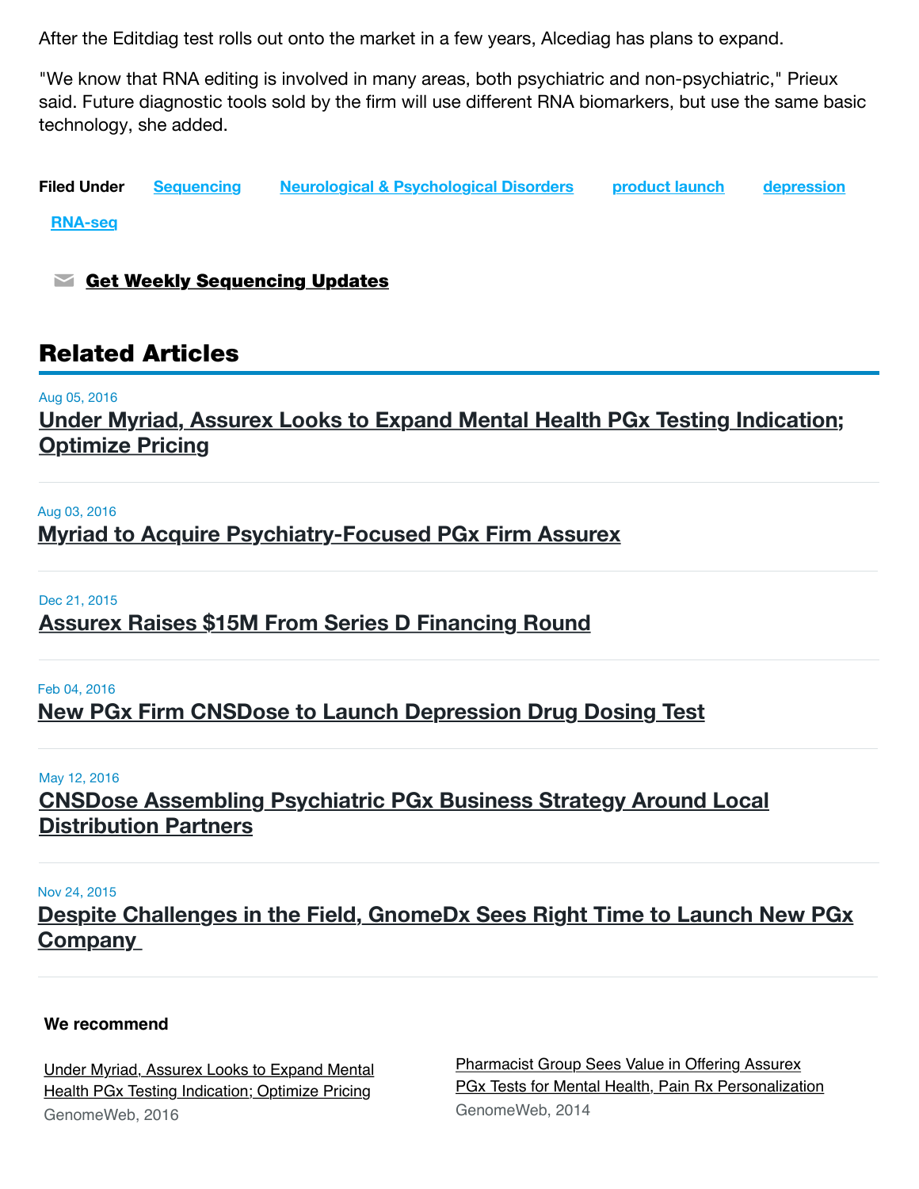After the Editdiag test rolls out onto the market in a few years, Alcediag has plans to expand.

"We know that RNA editing is involved in many areas, both psychiatric and non-psychiatric," Prieux said. Future diagnostic tools sold by the firm will use different RNA biomarkers, but use the same basic technology, she added.

**Filed Under** Sequencing Neurological & Psychological Disorders product launch depression RNA-seq

**Get Weekly Sequencing Updates**

## Related Articles

Aug 05, 2016
**Under Myriad, Assurex Looks to Expand Mental Health PGx Testing Indication; Optimize Pricing**

Aug 03, 2016
**Myriad to Acquire Psychiatry-Focused PGx Firm Assurex**

Dec 21, 2015
**Assurex Raises $15M From Series D Financing Round**

Feb 04, 2016
**New PGx Firm CNSDose to Launch Depression Drug Dosing Test**

May 12, 2016
**CNSDose Assembling Psychiatric PGx Business Strategy Around Local Distribution Partners**

Nov 24, 2015
**Despite Challenges in the Field, GnomeDx Sees Right Time to Launch New PGx Company**

**We recommend**

Under Myriad, Assurex Looks to Expand Mental Health PGx Testing Indication; Optimize Pricing
GenomeWeb, 2016

Pharmacist Group Sees Value in Offering Assurex PGx Tests for Mental Health, Pain Rx Personalization
GenomeWeb, 2014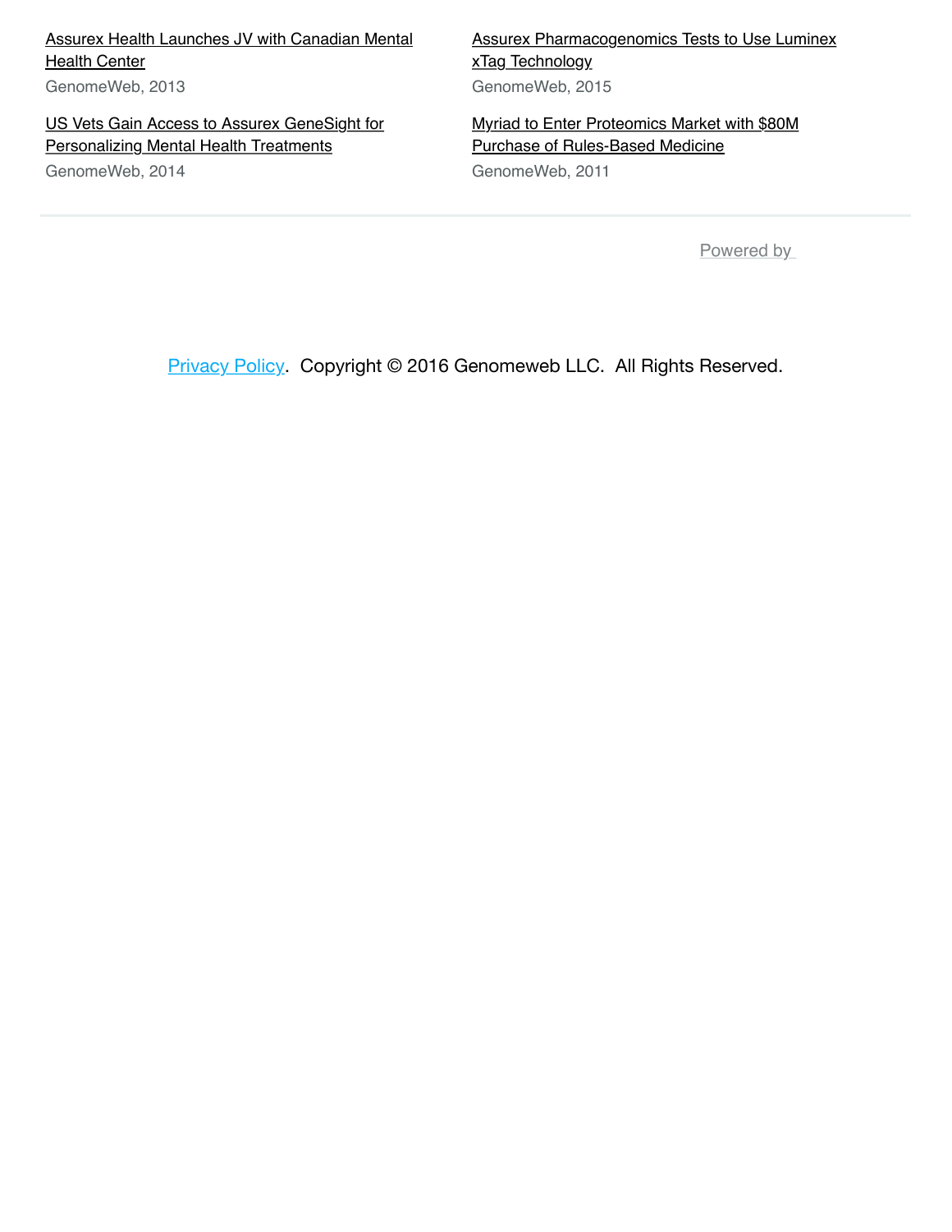Assurex Health Launches JV with Canadian Mental Health Center
GenomeWeb, 2013

US Vets Gain Access to Assurex GeneSight for Personalizing Mental Health Treatments
GenomeWeb, 2014

Assurex Pharmacogenomics Tests to Use Luminex xTag Technology
GenomeWeb, 2015

Myriad to Enter Proteomics Market with $80M Purchase of Rules-Based Medicine
GenomeWeb, 2011

---

Powered by

Privacy Policy. Copyright © 2016 Genomeweb LLC. All Rights Reserved.